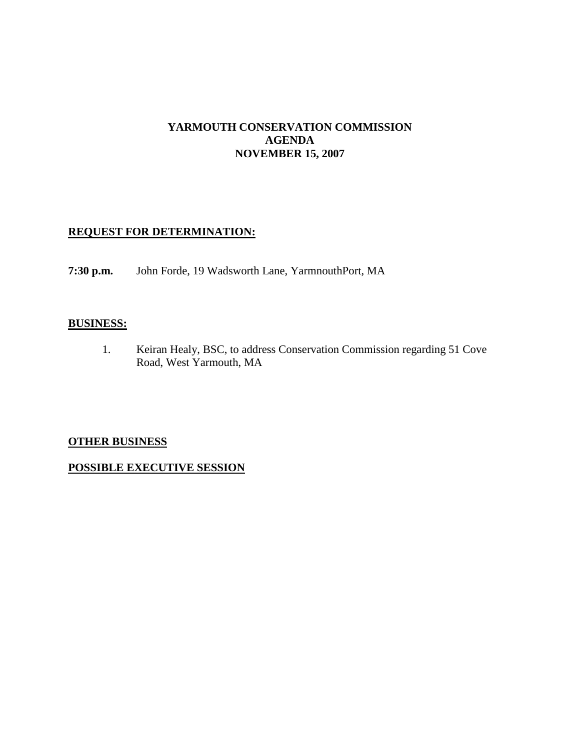# YARMOUTH CONSERVATION COMMISSION
# AGENDA
# NOVEMBER 15, 2007

## REQUEST FOR DETERMINATION:

**7:30 p.m.** John Forde, 19 Wadsworth Lane, YarmnouthPort, MA

## BUSINESS:

1. Keiran Healy, BSC, to address Conservation Commission regarding 51 Cove Road, West Yarmouth, MA

## OTHER BUSINESS

## POSSIBLE EXECUTIVE SESSION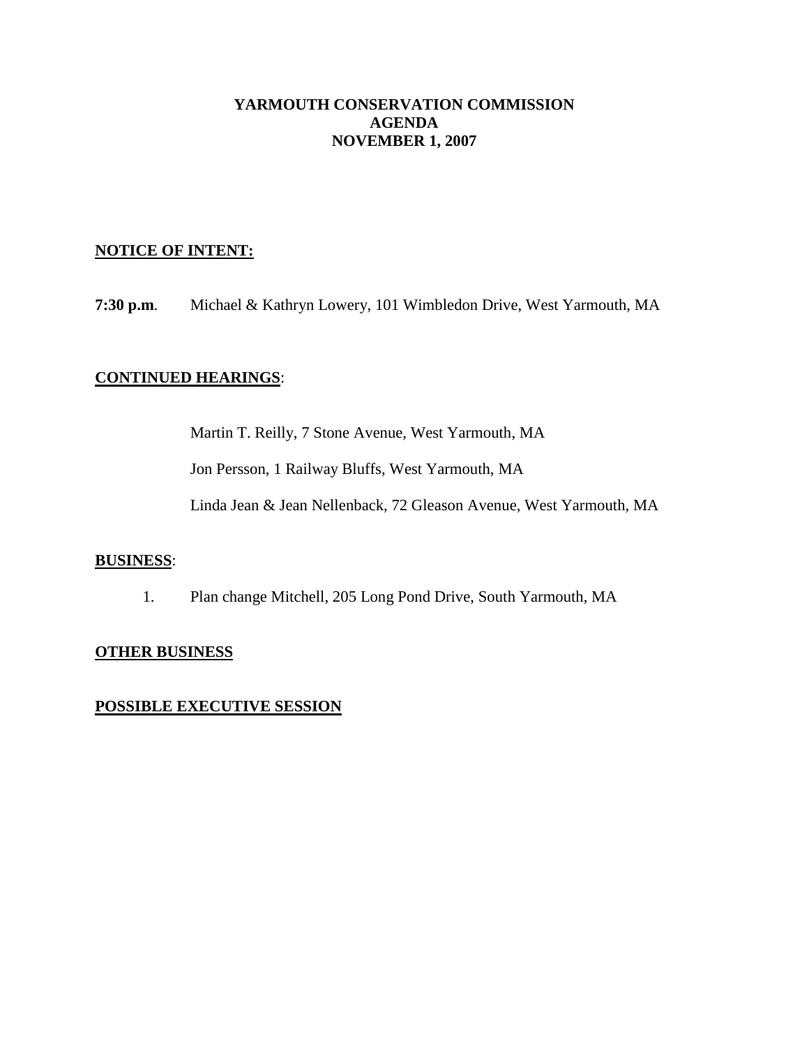**YARMOUTH CONSERVATION COMMISSION**
**AGENDA**
**NOVEMBER 1, 2007**

**NOTICE OF INTENT:**

**7:30 p.m**. Michael & Kathryn Lowery, 101 Wimbledon Drive, West Yarmouth, MA

**CONTINUED HEARINGS**:

Martin T. Reilly, 7 Stone Avenue, West Yarmouth, MA

Jon Persson, 1 Railway Bluffs, West Yarmouth, MA

Linda Jean & Jean Nellenback, 72 Gleason Avenue, West Yarmouth, MA

**BUSINESS**:

1. Plan change Mitchell, 205 Long Pond Drive, South Yarmouth, MA

**OTHER BUSINESS**

**POSSIBLE EXECUTIVE SESSION**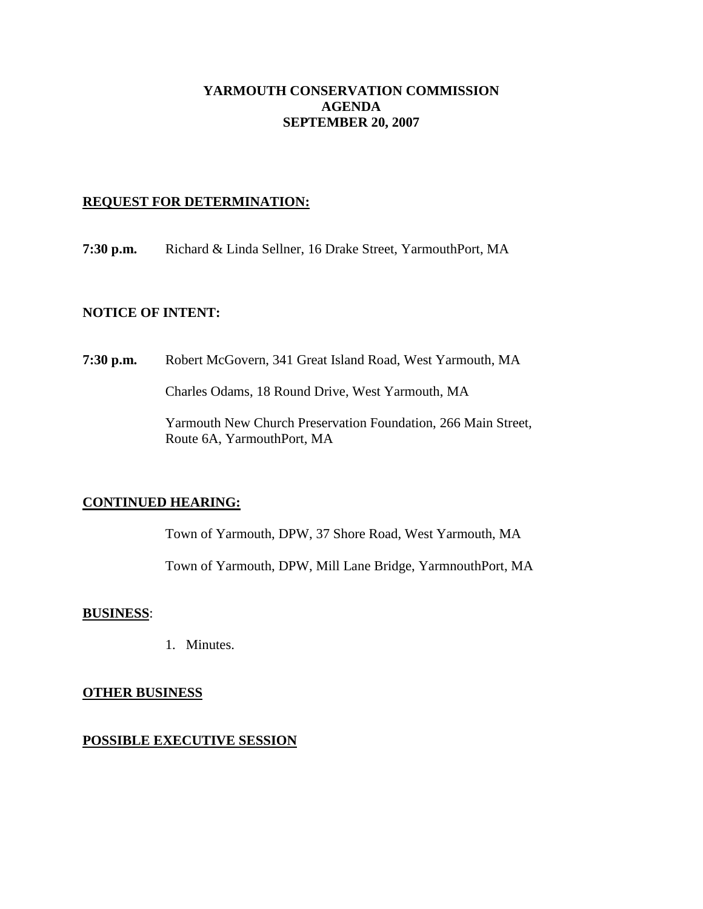# YARMOUTH CONSERVATION COMMISSION
# AGENDA
# SEPTEMBER 20, 2007

## REQUEST FOR DETERMINATION:

**7:30 p.m.** Richard & Linda Sellner, 16 Drake Street, YarmouthPort, MA

## NOTICE OF INTENT:

**7:30 p.m.** Robert McGovern, 341 Great Island Road, West Yarmouth, MA

Charles Odams, 18 Round Drive, West Yarmouth, MA

Yarmouth New Church Preservation Foundation, 266 Main Street, Route 6A, YarmouthPort, MA

## CONTINUED HEARING:

Town of Yarmouth, DPW, 37 Shore Road, West Yarmouth, MA

Town of Yarmouth, DPW, Mill Lane Bridge, YarmnouthPort, MA

## BUSINESS:

1. Minutes.

## OTHER BUSINESS

## POSSIBLE EXECUTIVE SESSION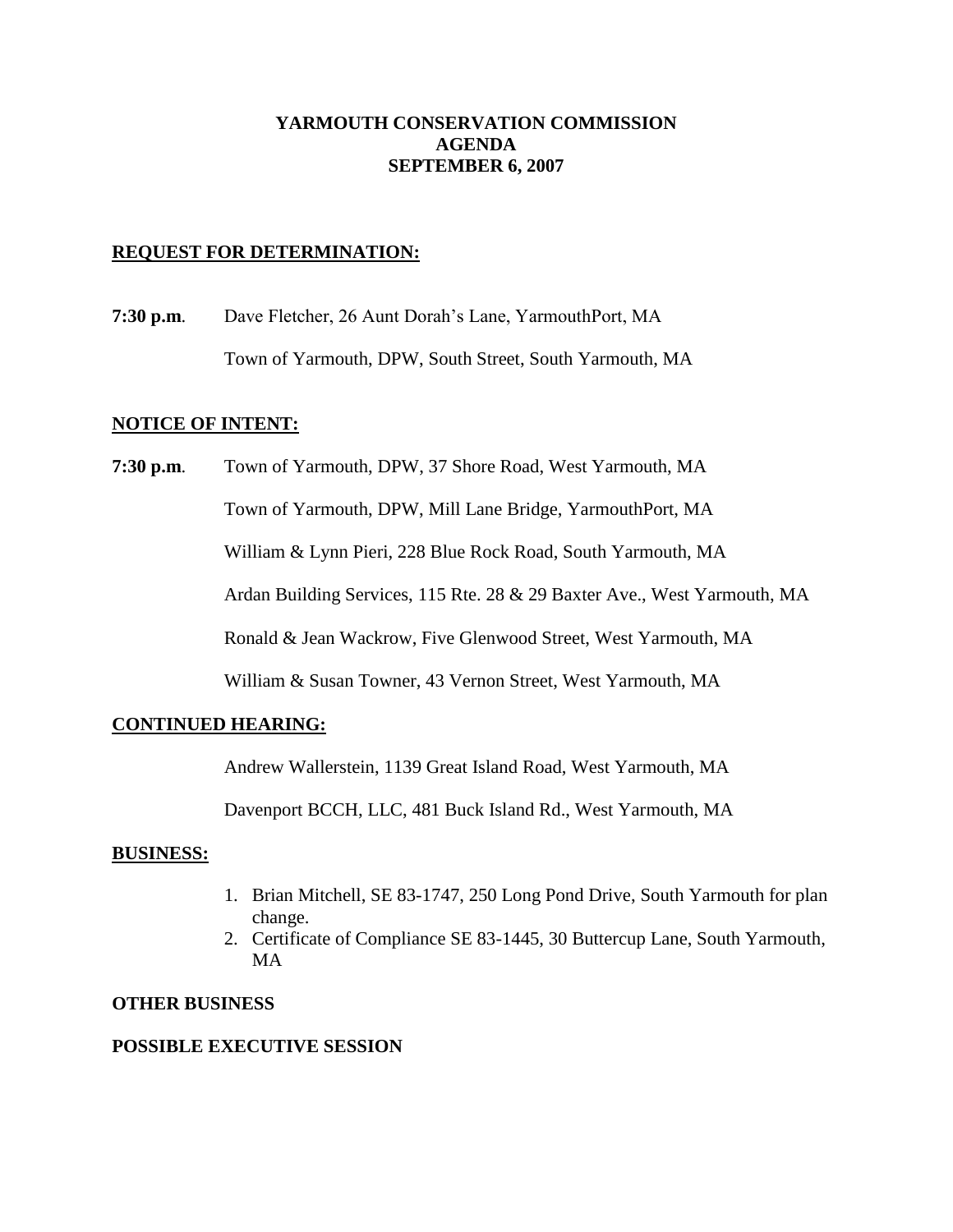# YARMOUTH CONSERVATION COMMISSION
# AGENDA
# SEPTEMBER 6, 2007

## REQUEST FOR DETERMINATION:

**7:30 p.m**. Dave Fletcher, 26 Aunt Dorah's Lane, YarmouthPort, MA

Town of Yarmouth, DPW, South Street, South Yarmouth, MA

## NOTICE OF INTENT:

**7:30 p.m**. Town of Yarmouth, DPW, 37 Shore Road, West Yarmouth, MA

Town of Yarmouth, DPW, Mill Lane Bridge, YarmouthPort, MA

William & Lynn Pieri, 228 Blue Rock Road, South Yarmouth, MA

Ardan Building Services, 115 Rte. 28 & 29 Baxter Ave., West Yarmouth, MA

Ronald & Jean Wackrow, Five Glenwood Street, West Yarmouth, MA

William & Susan Towner, 43 Vernon Street, West Yarmouth, MA

## CONTINUED HEARING:

Andrew Wallerstein, 1139 Great Island Road, West Yarmouth, MA

Davenport BCCH, LLC, 481 Buck Island Rd., West Yarmouth, MA

## BUSINESS:

1. Brian Mitchell, SE 83-1747, 250 Long Pond Drive, South Yarmouth for plan change.
2. Certificate of Compliance SE 83-1445, 30 Buttercup Lane, South Yarmouth, MA

**OTHER BUSINESS**

**POSSIBLE EXECUTIVE SESSION**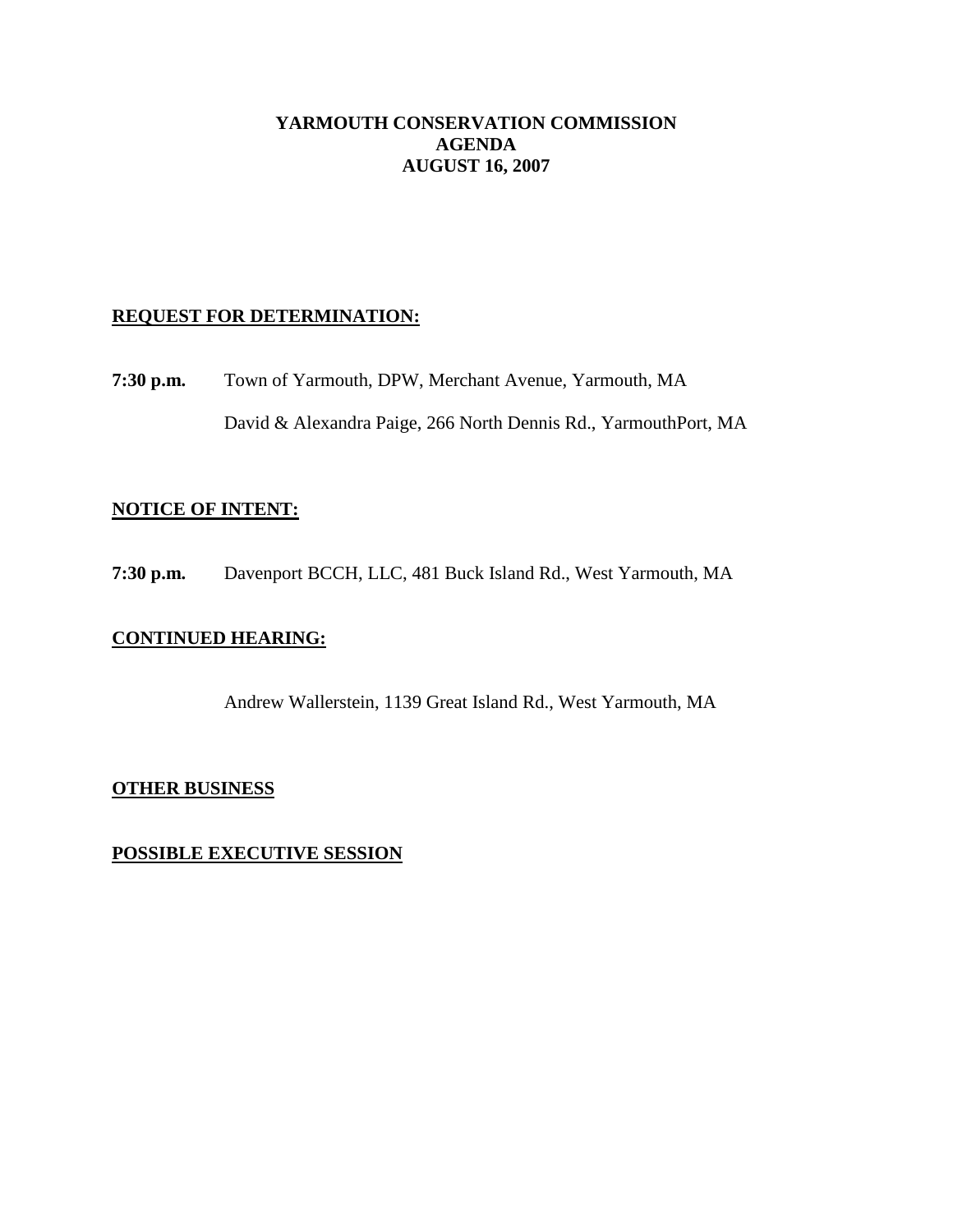**YARMOUTH CONSERVATION COMMISSION**
**AGENDA**
**AUGUST 16, 2007**

## REQUEST FOR DETERMINATION:

**7:30 p.m.** Town of Yarmouth, DPW, Merchant Avenue, Yarmouth, MA

David & Alexandra Paige, 266 North Dennis Rd., YarmouthPort, MA

## NOTICE OF INTENT:

**7:30 p.m.** Davenport BCCH, LLC, 481 Buck Island Rd., West Yarmouth, MA

## CONTINUED HEARING:

Andrew Wallerstein, 1139 Great Island Rd., West Yarmouth, MA

## OTHER BUSINESS

## POSSIBLE EXECUTIVE SESSION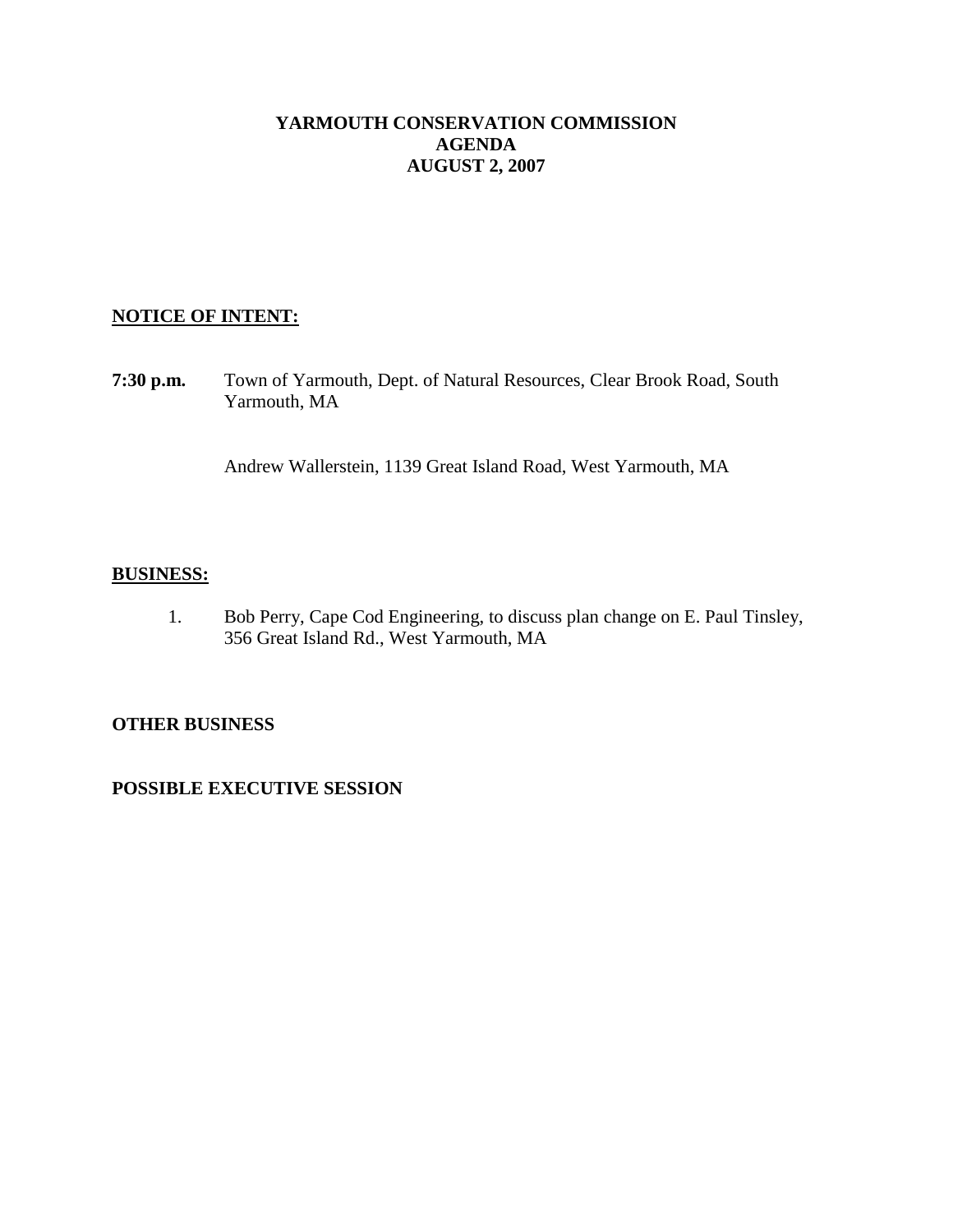# YARMOUTH CONSERVATION COMMISSION
# AGENDA
# AUGUST 2, 2007

**NOTICE OF INTENT:**

**7:30 p.m.** Town of Yarmouth, Dept. of Natural Resources, Clear Brook Road, South Yarmouth, MA

Andrew Wallerstein, 1139 Great Island Road, West Yarmouth, MA

**BUSINESS:**

1. Bob Perry, Cape Cod Engineering, to discuss plan change on E. Paul Tinsley, 356 Great Island Rd., West Yarmouth, MA

**OTHER BUSINESS**

**POSSIBLE EXECUTIVE SESSION**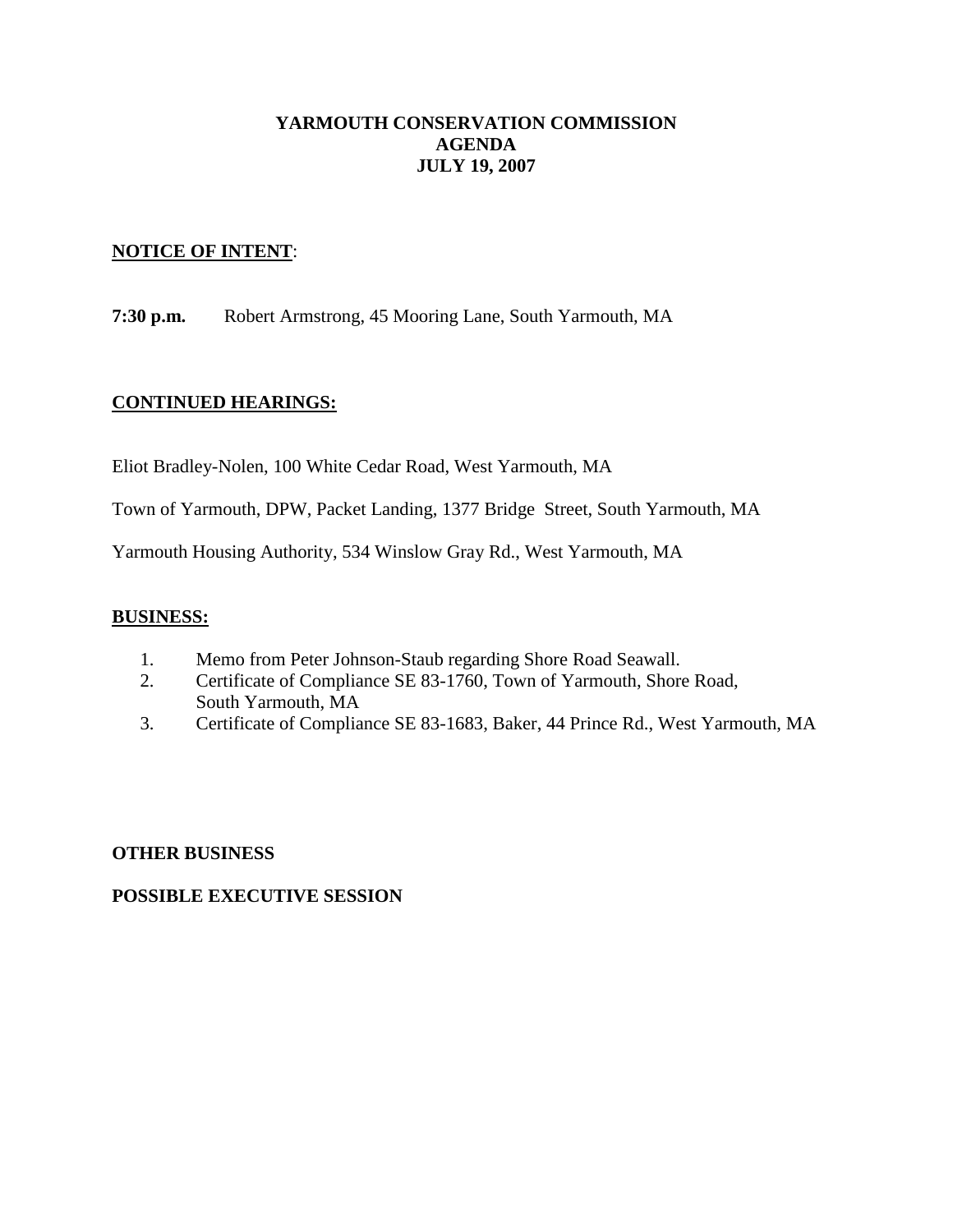# YARMOUTH CONSERVATION COMMISSION
# AGENDA
# JULY 19, 2007

**NOTICE OF INTENT**:

**7:30 p.m.** Robert Armstrong, 45 Mooring Lane, South Yarmouth, MA

**CONTINUED HEARINGS:**

Eliot Bradley-Nolen, 100 White Cedar Road, West Yarmouth, MA

Town of Yarmouth, DPW, Packet Landing, 1377 Bridge Street, South Yarmouth, MA

Yarmouth Housing Authority, 534 Winslow Gray Rd., West Yarmouth, MA

**BUSINESS:**

1. Memo from Peter Johnson-Staub regarding Shore Road Seawall.
2. Certificate of Compliance SE 83-1760, Town of Yarmouth, Shore Road, South Yarmouth, MA
3. Certificate of Compliance SE 83-1683, Baker, 44 Prince Rd., West Yarmouth, MA

**OTHER BUSINESS**

**POSSIBLE EXECUTIVE SESSION**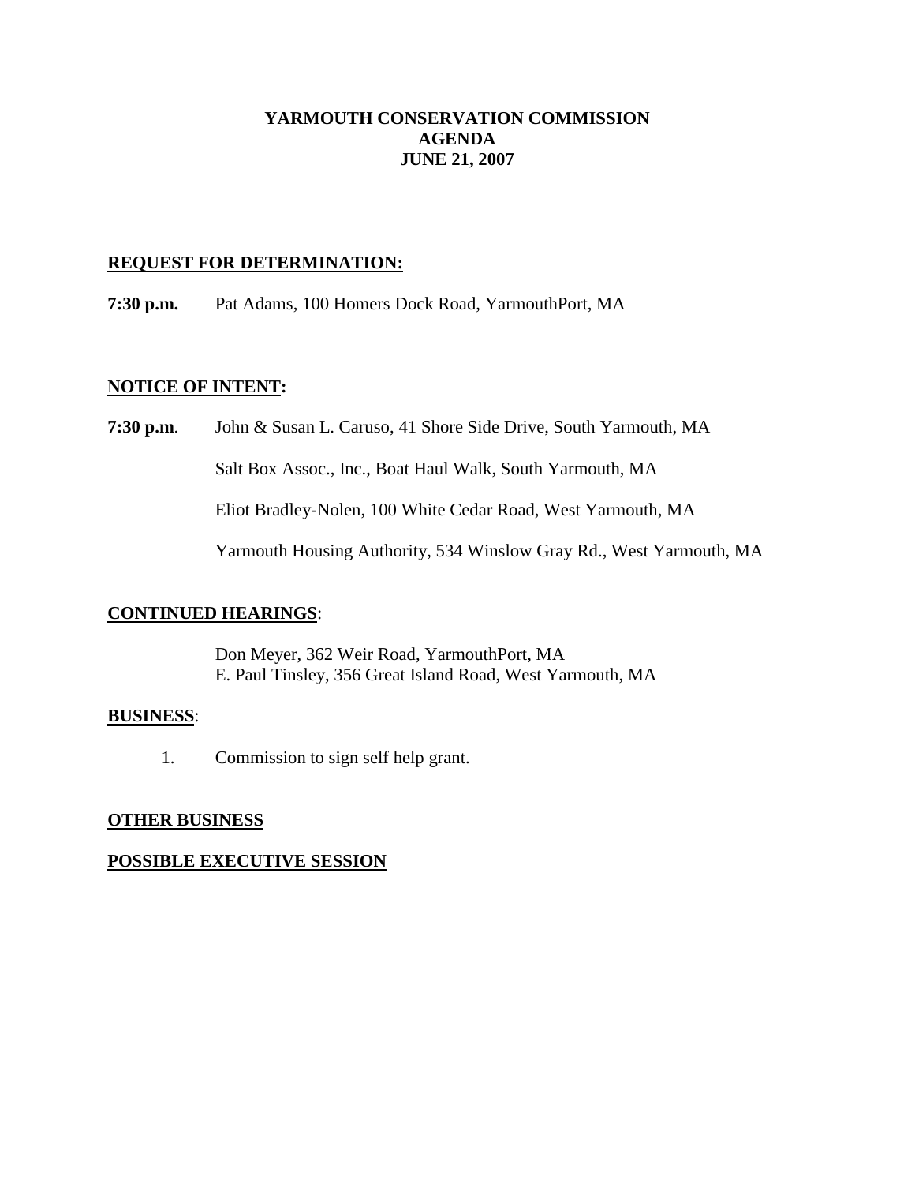# YARMOUTH CONSERVATION COMMISSION
# AGENDA
# JUNE 21, 2007

## REQUEST FOR DETERMINATION:

**7:30 p.m.** Pat Adams, 100 Homers Dock Road, YarmouthPort, MA

## NOTICE OF INTENT:

**7:30 p.m**. John & Susan L. Caruso, 41 Shore Side Drive, South Yarmouth, MA

Salt Box Assoc., Inc., Boat Haul Walk, South Yarmouth, MA

Eliot Bradley-Nolen, 100 White Cedar Road, West Yarmouth, MA

Yarmouth Housing Authority, 534 Winslow Gray Rd., West Yarmouth, MA

## CONTINUED HEARINGS:

Don Meyer, 362 Weir Road, YarmouthPort, MA
E. Paul Tinsley, 356 Great Island Road, West Yarmouth, MA

## BUSINESS:

1. Commission to sign self help grant.

## OTHER BUSINESS

## POSSIBLE EXECUTIVE SESSION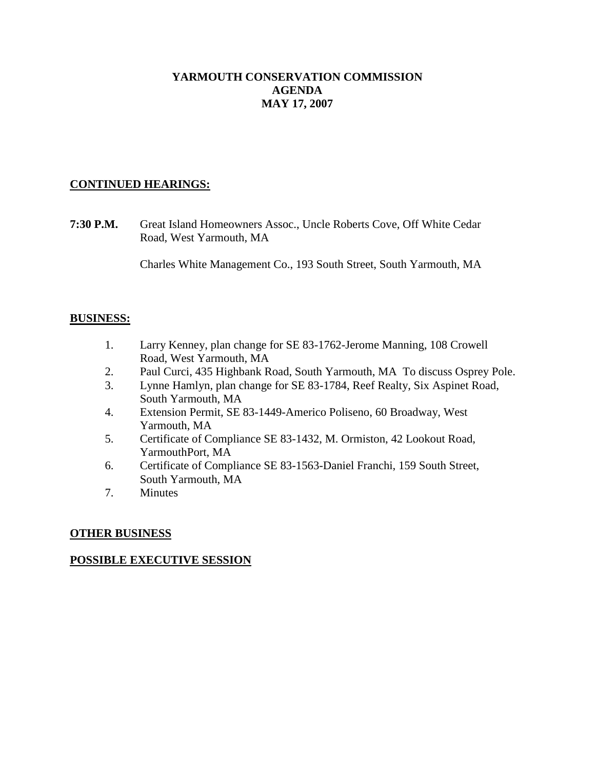# YARMOUTH CONSERVATION COMMISSION
# AGENDA
# MAY 17, 2007

## CONTINUED HEARINGS:

**7:30 P.M.** Great Island Homeowners Assoc., Uncle Roberts Cove, Off White Cedar Road, West Yarmouth, MA

Charles White Management Co., 193 South Street, South Yarmouth, MA

## BUSINESS:

1. Larry Kenney, plan change for SE 83-1762-Jerome Manning, 108 Crowell Road, West Yarmouth, MA
2. Paul Curci, 435 Highbank Road, South Yarmouth, MA To discuss Osprey Pole.
3. Lynne Hamlyn, plan change for SE 83-1784, Reef Realty, Six Aspinet Road, South Yarmouth, MA
4. Extension Permit, SE 83-1449-Americo Poliseno, 60 Broadway, West Yarmouth, MA
5. Certificate of Compliance SE 83-1432, M. Ormiston, 42 Lookout Road, YarmouthPort, MA
6. Certificate of Compliance SE 83-1563-Daniel Franchi, 159 South Street, South Yarmouth, MA
7. Minutes

## OTHER BUSINESS

## POSSIBLE EXECUTIVE SESSION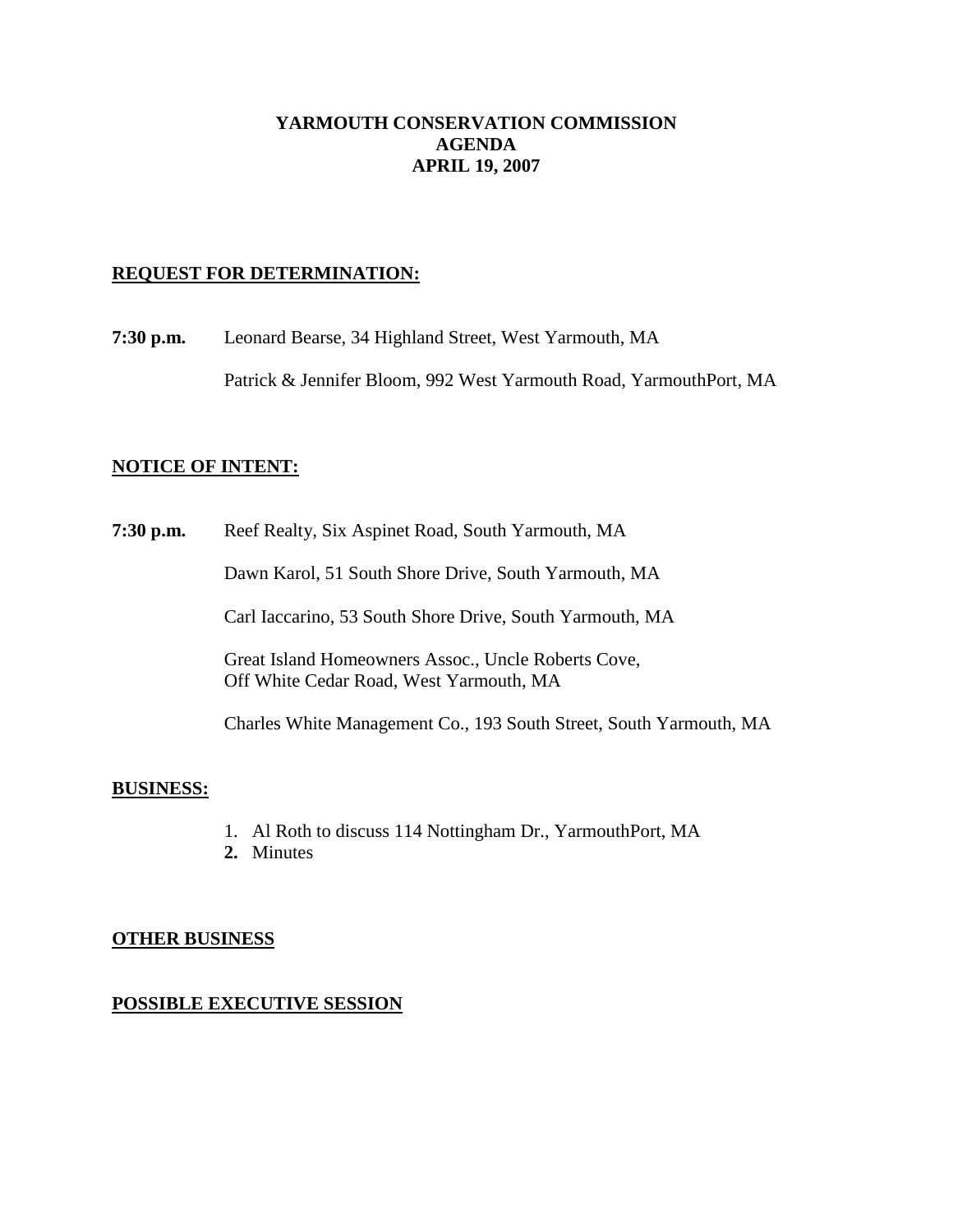# YARMOUTH CONSERVATION COMMISSION
# AGENDA
# APRIL 19, 2007

## REQUEST FOR DETERMINATION:

**7:30 p.m.** Leonard Bearse, 34 Highland Street, West Yarmouth, MA

Patrick & Jennifer Bloom, 992 West Yarmouth Road, YarmouthPort, MA

## NOTICE OF INTENT:

**7:30 p.m.** Reef Realty, Six Aspinet Road, South Yarmouth, MA

Dawn Karol, 51 South Shore Drive, South Yarmouth, MA

Carl Iaccarino, 53 South Shore Drive, South Yarmouth, MA

Great Island Homeowners Assoc., Uncle Roberts Cove,
Off White Cedar Road, West Yarmouth, MA

Charles White Management Co., 193 South Street, South Yarmouth, MA

## BUSINESS:

1. Al Roth to discuss 114 Nottingham Dr., YarmouthPort, MA
2. Minutes

## OTHER BUSINESS

## POSSIBLE EXECUTIVE SESSION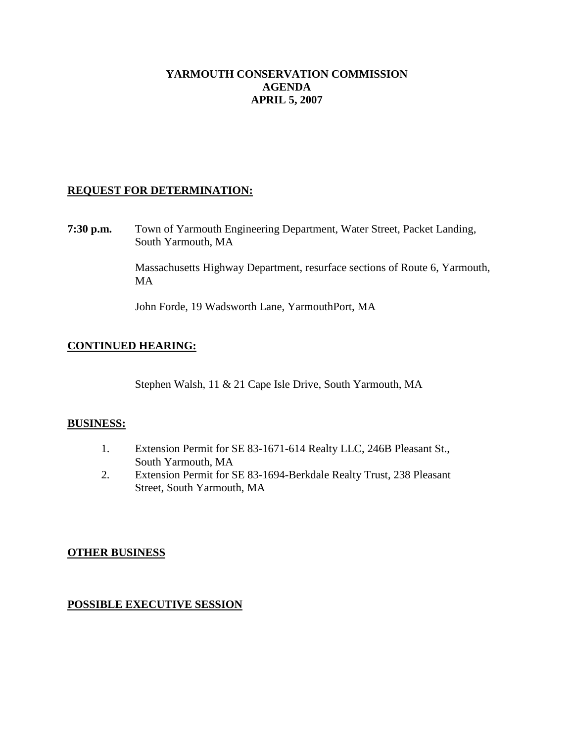**YARMOUTH CONSERVATION COMMISSION**
**AGENDA**
**APRIL 5, 2007**

## REQUEST FOR DETERMINATION:

**7:30 p.m.** Town of Yarmouth Engineering Department, Water Street, Packet Landing, South Yarmouth, MA

Massachusetts Highway Department, resurface sections of Route 6, Yarmouth, MA

John Forde, 19 Wadsworth Lane, YarmouthPort, MA

## CONTINUED HEARING:

Stephen Walsh, 11 & 21 Cape Isle Drive, South Yarmouth, MA

## BUSINESS:

1. Extension Permit for SE 83-1671-614 Realty LLC, 246B Pleasant St., South Yarmouth, MA
2. Extension Permit for SE 83-1694-Berkdale Realty Trust, 238 Pleasant Street, South Yarmouth, MA

## OTHER BUSINESS

## POSSIBLE EXECUTIVE SESSION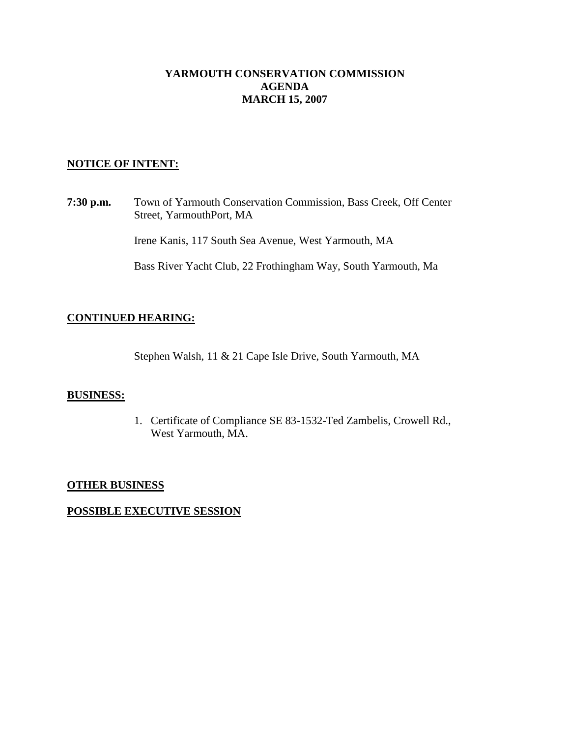# YARMOUTH CONSERVATION COMMISSION
# AGENDA
# MARCH 15, 2007

**NOTICE OF INTENT:**

**7:30 p.m.** Town of Yarmouth Conservation Commission, Bass Creek, Off Center Street, YarmouthPort, MA

Irene Kanis, 117 South Sea Avenue, West Yarmouth, MA

Bass River Yacht Club, 22 Frothingham Way, South Yarmouth, Ma

**CONTINUED HEARING:**

Stephen Walsh, 11 & 21 Cape Isle Drive, South Yarmouth, MA

**BUSINESS:**

1. Certificate of Compliance SE 83-1532-Ted Zambelis, Crowell Rd., West Yarmouth, MA.

**OTHER BUSINESS**

**POSSIBLE EXECUTIVE SESSION**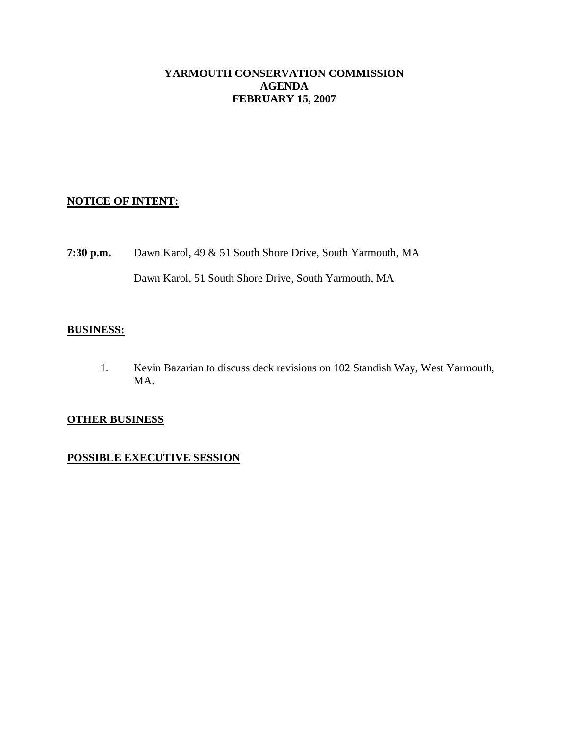# YARMOUTH CONSERVATION COMMISSION
# AGENDA
# FEBRUARY 15, 2007

## NOTICE OF INTENT:

**7:30 p.m.** Dawn Karol, 49 & 51 South Shore Drive, South Yarmouth, MA

Dawn Karol, 51 South Shore Drive, South Yarmouth, MA

## BUSINESS:

1. Kevin Bazarian to discuss deck revisions on 102 Standish Way, West Yarmouth, MA.

## OTHER BUSINESS

## POSSIBLE EXECUTIVE SESSION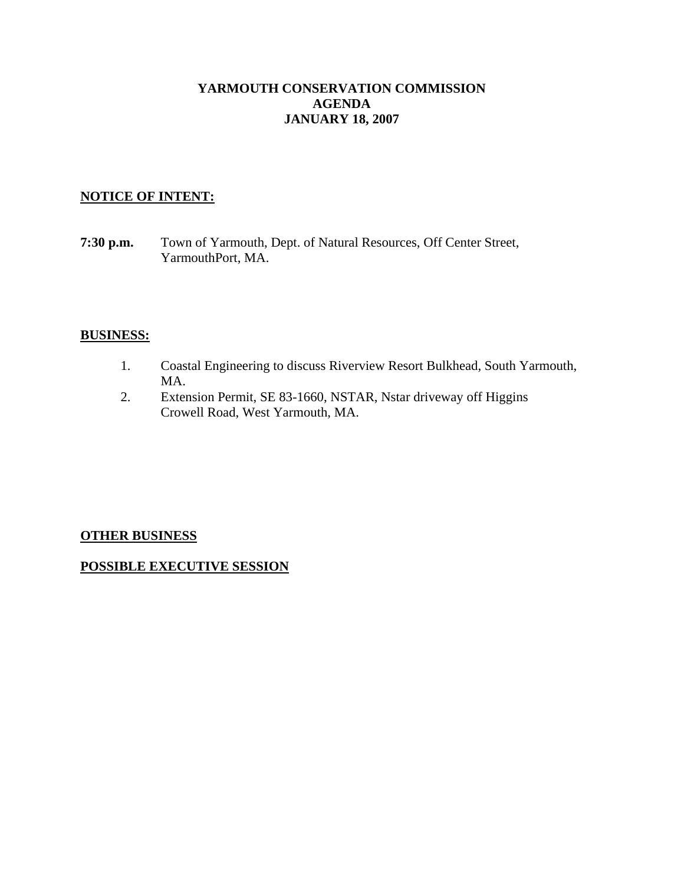# YARMOUTH CONSERVATION COMMISSION
# AGENDA
# JANUARY 18, 2007

**NOTICE OF INTENT:**

**7:30 p.m.** Town of Yarmouth, Dept. of Natural Resources, Off Center Street, YarmouthPort, MA.

**BUSINESS:**

1. Coastal Engineering to discuss Riverview Resort Bulkhead, South Yarmouth, MA.
2. Extension Permit, SE 83-1660, NSTAR, Nstar driveway off Higgins Crowell Road, West Yarmouth, MA.

**OTHER BUSINESS**

**POSSIBLE EXECUTIVE SESSION**